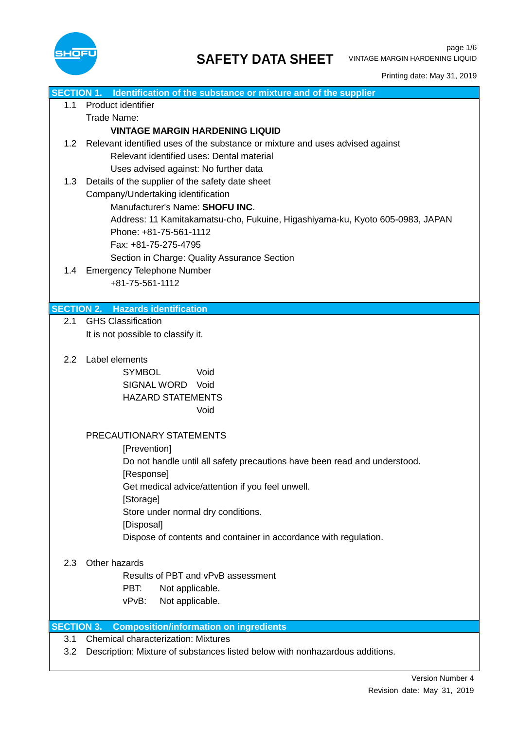# SAFETY DATA SHEET

VINTAGE MARGIN HARDENING LIQUID

Printing date: May 31, 2019

## SECTION 1. Identification of the substance or mixture and of the supplier

1.1 Product identifier

Trade Name:

**VINTAGE MARGIN HARDENING LIQUID**

1.2 Relevant identified uses of the substance or mixture and uses advised against

Relevant identified uses: Dental material

Uses advised against: No further data

1.3 Details of the supplier of the safety date sheet

Company/Undertaking identification

Manufacturer's Name: **SHOFU INC**.

Address: 11 Kamitakamatsu-cho, Fukuine, Higashiyama-ku, Kyoto 605-0983, JAPAN

Phone: +81-75-561-1112

Fax: +81-75-275-4795

Section in Charge: Quality Assurance Section

1.4 Emergency Telephone Number

+81-75-561-1112

## SECTION 2. Hazards identification

2.1 GHS Classification

It is not possible to classify it.

2.2 Label elements

SYMBOL Void

SIGNAL WORD Void

HAZARD STATEMENTS

Void

PRECAUTIONARY STATEMENTS

[Prevention]

Do not handle until all safety precautions have been read and understood.

[Response]

Get medical advice/attention if you feel unwell.

[Storage]

Store under normal dry conditions.

[Disposal]

Dispose of contents and container in accordance with regulation.

2.3 Other hazards

Results of PBT and vPvB assessment

PBT: Not applicable.

vPvB: Not applicable.

## SECTION 3. Composition/information on ingredients

3.1 Chemical characterization: Mixtures

3.2 Description: Mixture of substances listed below with nonhazardous additions.

Version Number 4

Revision date: May 31, 2019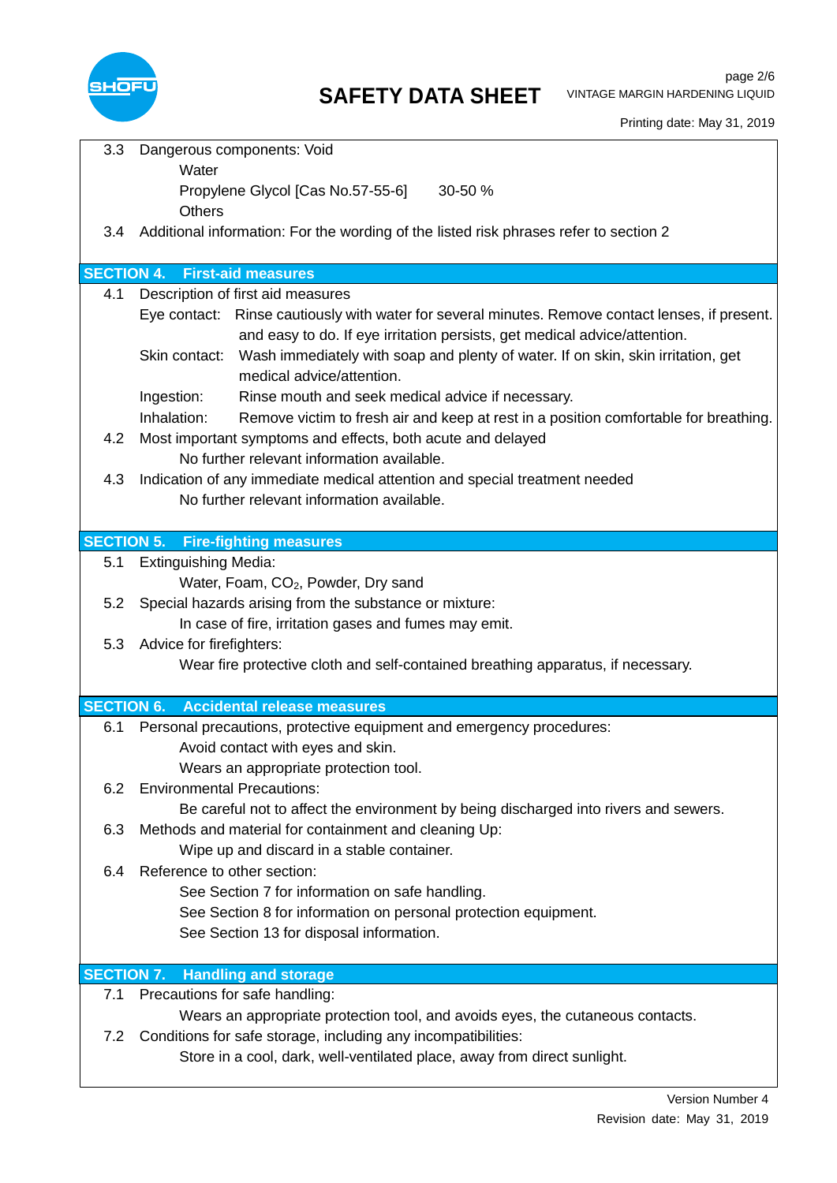3.3 Dangerous components: Void

Water

Propylene Glycol [Cas No.57-55-6] 30-50 %

Others

3.4 Additional information: For the wording of the listed risk phrases refer to section 2

## SECTION 4. First-aid measures

4.1 Description of first aid measures

Eye contact: Rinse cautiously with water for several minutes. Remove contact lenses, if present. and easy to do. If eye irritation persists, get medical advice/attention.

Skin contact: Wash immediately with soap and plenty of water. If on skin, skin irritation, get medical advice/attention.

Ingestion: Rinse mouth and seek medical advice if necessary.

Inhalation: Remove victim to fresh air and keep at rest in a position comfortable for breathing.

4.2 Most important symptoms and effects, both acute and delayed

No further relevant information available.

4.3 Indication of any immediate medical attention and special treatment needed

No further relevant information available.

## SECTION 5. Fire-fighting measures

5.1 Extinguishing Media:

Water, Foam, $CO_2$, Powder, Dry sand

5.2 Special hazards arising from the substance or mixture:

In case of fire, irritation gases and fumes may emit.

5.3 Advice for firefighters:

Wear fire protective cloth and self-contained breathing apparatus, if necessary.

## SECTION 6. Accidental release measures

6.1 Personal precautions, protective equipment and emergency procedures:

Avoid contact with eyes and skin.

Wears an appropriate protection tool.

6.2 Environmental Precautions:

Be careful not to affect the environment by being discharged into rivers and sewers.

6.3 Methods and material for containment and cleaning Up:

Wipe up and discard in a stable container.

6.4 Reference to other section:

See Section 7 for information on safe handling.

See Section 8 for information on personal protection equipment.

See Section 13 for disposal information.

## SECTION 7. Handling and storage

7.1 Precautions for safe handling:

Wears an appropriate protection tool, and avoids eyes, the cutaneous contacts.

7.2 Conditions for safe storage, including any incompatibilities:

Store in a cool, dark, well-ventilated place, away from direct sunlight.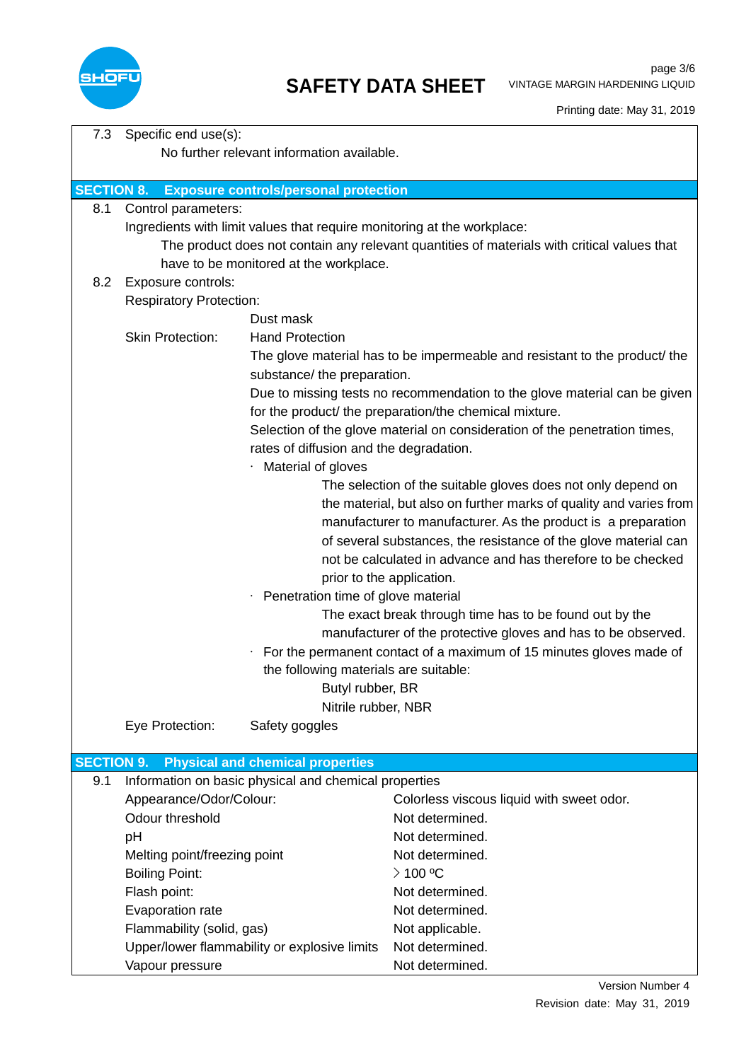7.3 Specific end use(s):

No further relevant information available.

## SECTION 8. Exposure controls/personal protection

8.1 Control parameters:

Ingredients with limit values that require monitoring at the workplace:

The product does not contain any relevant quantities of materials with critical values that have to be monitored at the workplace.

8.2 Exposure controls:

Respiratory Protection:

Dust mask

Skin Protection: Hand Protection

The glove material has to be impermeable and resistant to the product/ the substance/ the preparation.

Due to missing tests no recommendation to the glove material can be given for the product/ the preparation/the chemical mixture.

Selection of the glove material on consideration of the penetration times, rates of diffusion and the degradation.

- Material of gloves

  The selection of the suitable gloves does not only depend on the material, but also on further marks of quality and varies from manufacturer to manufacturer. As the product is a preparation of several substances, the resistance of the glove material can not be calculated in advance and has therefore to be checked prior to the application.

- Penetration time of glove material

  The exact break through time has to be found out by the manufacturer of the protective gloves and has to be observed.

- For the permanent contact of a maximum of 15 minutes gloves made of the following materials are suitable:

  Butyl rubber, BR

  Nitrile rubber, NBR

Eye Protection: Safety goggles

## SECTION 9. Physical and chemical properties

9.1 Information on basic physical and chemical properties

| Property | Value |
|---|---|
| Appearance/Odor/Colour: | Colorless viscous liquid with sweet odor. |
| Odour threshold | Not determined. |
| pH | Not determined. |
| Melting point/freezing point | Not determined. |
| Boiling Point: | > 100 ºC |
| Flash point: | Not determined. |
| Evaporation rate | Not determined. |
| Flammability (solid, gas) | Not applicable. |
| Upper/lower flammability or explosive limits | Not determined. |
| Vapour pressure | Not determined. |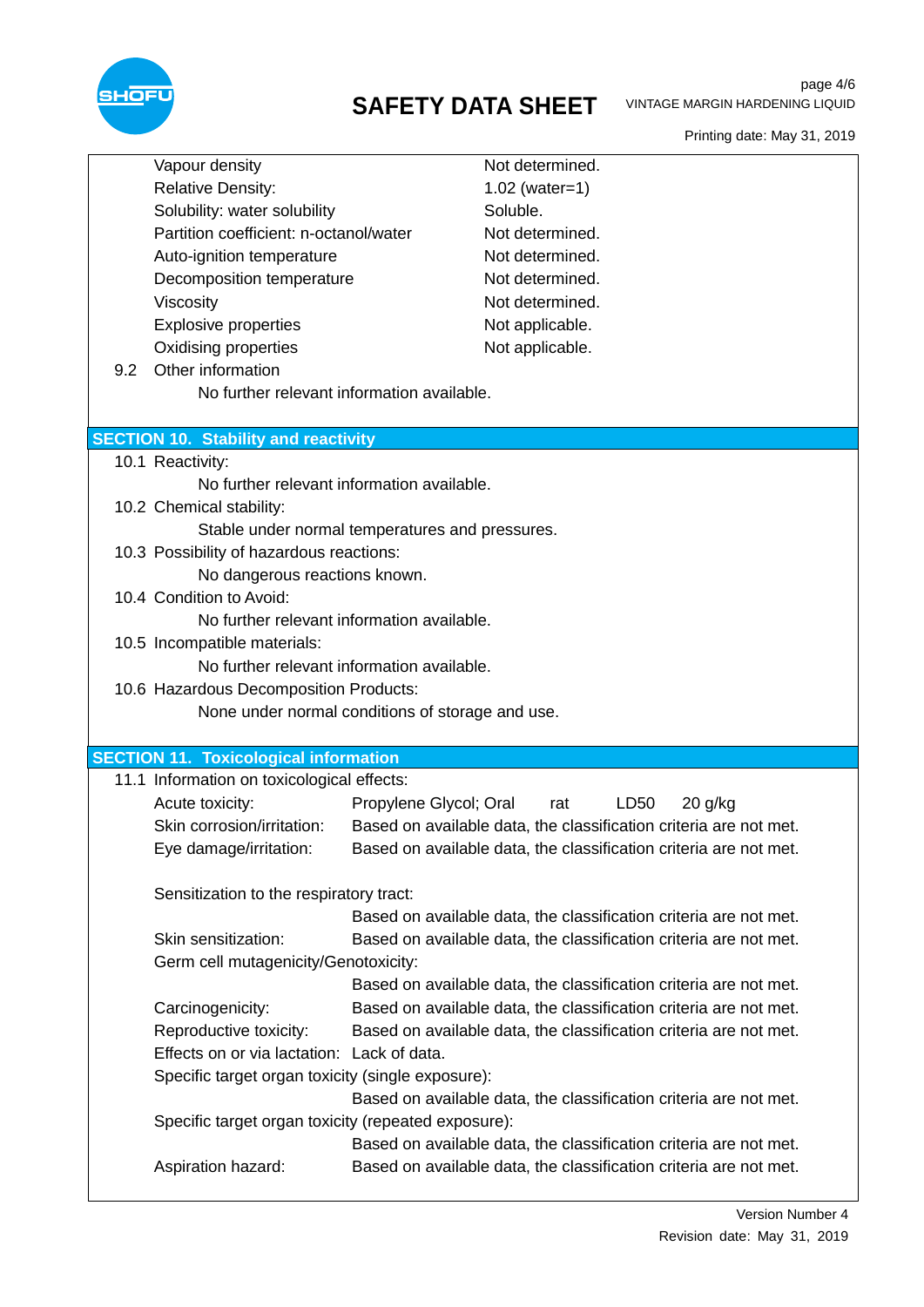| | |
|---|---|
| Vapour density | Not determined. |
| Relative Density: | 1.02 (water=1) |
| Solubility: water solubility | Soluble. |
| Partition coefficient: n-octanol/water | Not determined. |
| Auto-ignition temperature | Not determined. |
| Decomposition temperature | Not determined. |
| Viscosity | Not determined. |
| Explosive properties | Not applicable. |
| Oxidising properties | Not applicable. |

9.2 Other information

No further relevant information available.

## SECTION 10. Stability and reactivity

10.1 Reactivity:

No further relevant information available.

10.2 Chemical stability:

Stable under normal temperatures and pressures.

10.3 Possibility of hazardous reactions:

No dangerous reactions known.

10.4 Condition to Avoid:

No further relevant information available.

10.5 Incompatible materials:

No further relevant information available.

10.6 Hazardous Decomposition Products:

None under normal conditions of storage and use.

## SECTION 11. Toxicological information

11.1 Information on toxicological effects:

Acute toxicity: Propylene Glycol; Oral rat LD50 20 g/kg

Skin corrosion/irritation: Based on available data, the classification criteria are not met.

Eye damage/irritation: Based on available data, the classification criteria are not met.

Sensitization to the respiratory tract:
Based on available data, the classification criteria are not met.

Skin sensitization: Based on available data, the classification criteria are not met.

Germ cell mutagenicity/Genotoxicity:
Based on available data, the classification criteria are not met.

Carcinogenicity: Based on available data, the classification criteria are not met.

Reproductive toxicity: Based on available data, the classification criteria are not met.

Effects on or via lactation: Lack of data.

Specific target organ toxicity (single exposure):
Based on available data, the classification criteria are not met.

Specific target organ toxicity (repeated exposure):
Based on available data, the classification criteria are not met.

Aspiration hazard: Based on available data, the classification criteria are not met.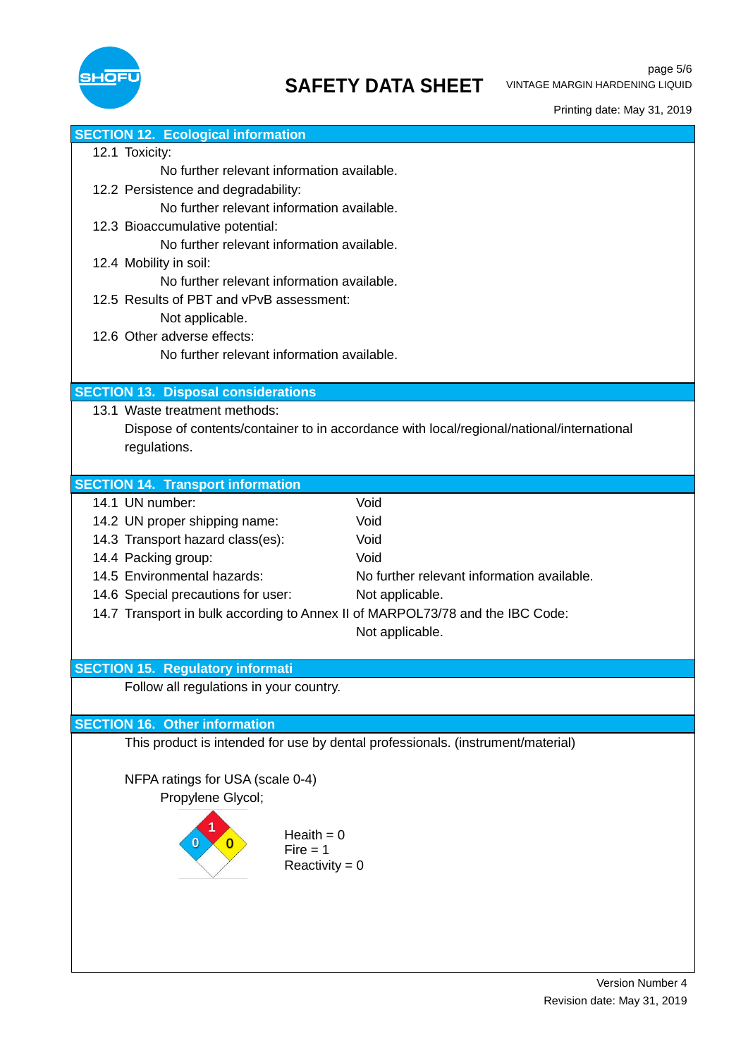## SECTION 12. Ecological information

12.1 Toxicity:

No further relevant information available.

12.2 Persistence and degradability:

No further relevant information available.

12.3 Bioaccumulative potential:

No further relevant information available.

12.4 Mobility in soil:

No further relevant information available.

12.5 Results of PBT and vPvB assessment:

Not applicable.

12.6 Other adverse effects:

No further relevant information available.

## SECTION 13. Disposal considerations

13.1 Waste treatment methods:

Dispose of contents/container to in accordance with local/regional/national/international regulations.

## SECTION 14. Transport information

| | |
|---|---|
| 14.1 UN number: | Void |
| 14.2 UN proper shipping name: | Void |
| 14.3 Transport hazard class(es): | Void |
| 14.4 Packing group: | Void |
| 14.5 Environmental hazards: | No further relevant information available. |
| 14.6 Special precautions for user: | Not applicable. |

14.7 Transport in bulk according to Annex II of MARPOL73/78 and the IBC Code:

Not applicable.

## SECTION 15. Regulatory informati

Follow all regulations in your country.

## SECTION 16. Other information

This product is intended for use by dental professionals. (instrument/material)

NFPA ratings for USA (scale 0-4)

Propylene Glycol;

Heaith = 0
Fire = 1
Reactivity = 0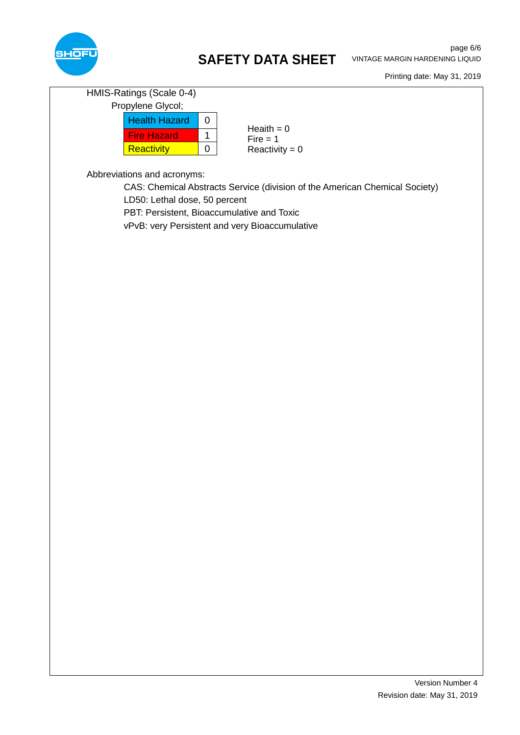HMIS-Ratings (Scale 0-4)

Propylene Glycol;

| | |
|---|---|
| Health Hazard | 0 |
| Fire Hazard | 1 |
| Reactivity | 0 |

Heaith = 0
Fire = 1
Reactivity = 0

Abbreviations and acronyms:

CAS: Chemical Abstracts Service (division of the American Chemical Society)
LD50: Lethal dose, 50 percent
PBT: Persistent, Bioaccumulative and Toxic
vPvB: very Persistent and very Bioaccumulative

Version Number 4
Revision date: May 31, 2019